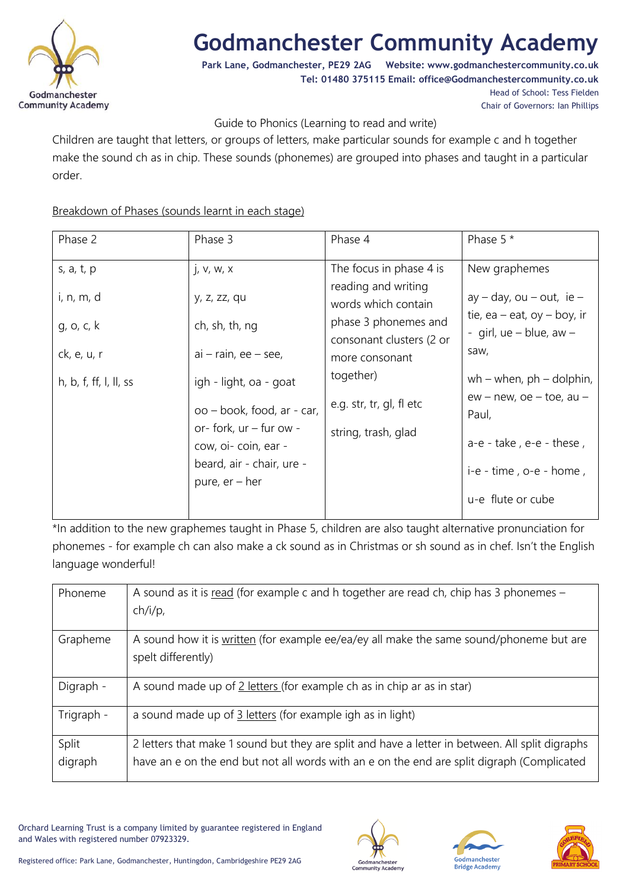# Godmanchester Community Academy

**Park Lane, Godmanchester, PE29 2AG Website: www.godmanchestercommunity.co.uk**
**Tel: 01480 375115 Email: office@Godmanchestercommunity.co.uk**
Head of School: Tess Fielden
Chair of Governors: Ian Phillips

Guide to Phonics (Learning to read and write)

Children are taught that letters, or groups of letters, make particular sounds for example c and h together make the sound ch as in chip. These sounds (phonemes) are grouped into phases and taught in a particular order.

Breakdown of Phases (sounds learnt in each stage)

| Phase 2 | Phase 3 | Phase 4 | Phase 5 * |
|---|---|---|---|
| s, a, t, p<br><br>i, n, m, d<br><br>g, o, c, k<br><br>ck, e, u, r<br><br>h, b, f, ff, l, ll, ss | j, v, w, x<br><br>y, z, zz, qu<br><br>ch, sh, th, ng<br><br>ai – rain, ee – see,<br><br>igh - light, oa - goat<br><br>oo – book, food, ar - car, or- fork, ur – fur ow - cow, oi- coin, ear - beard, air - chair, ure - pure, er – her | The focus in phase 4 is reading and writing words which contain phase 3 phonemes and consonant clusters (2 or more consonant together)<br><br>e.g. str, tr, gl, fl etc<br><br>string, trash, glad | New graphemes<br><br>ay – day, ou – out, ie – tie, ea – eat, oy – boy, ir - girl, ue – blue, aw – saw,<br><br>wh – when, ph – dolphin, ew – new, oe – toe, au – Paul,<br><br>a-e - take , e-e - these ,<br><br>i-e - time , o-e - home ,<br><br>u-e flute or cube |

*In addition to the new graphemes taught in Phase 5, children are also taught alternative pronunciation for phonemes - for example ch can also make a ck sound as in Christmas or sh sound as in chef. Isn't the English language wonderful!

| Phoneme | A sound as it is read (for example c and h together are read ch, chip has 3 phonemes – ch/i/p, |
|---|---|
| Grapheme | A sound how it is written (for example ee/ea/ey all make the same sound/phoneme but are spelt differently) |
| Digraph - | A sound made up of 2 letters (for example ch as in chip ar as in star) |
| Trigraph - | a sound made up of 3 letters (for example igh as in light) |
| Split digraph | 2 letters that make 1 sound but they are split and have a letter in between. All split digraphs have an e on the end but not all words with an e on the end are split digraph (Complicated |

Orchard Learning Trust is a company limited by guarantee registered in England and Wales with registered number 07923329.

Registered office: Park Lane, Godmanchester, Huntingdon, Cambridgeshire PE29 2AG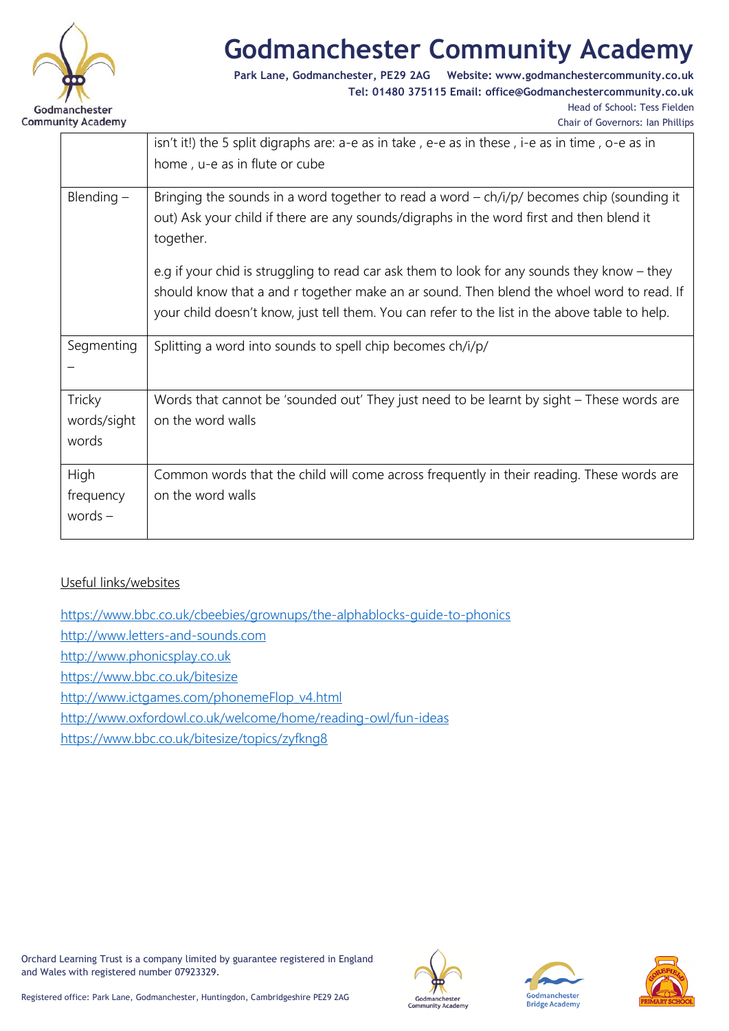| | |
|---|---|
| | isn't it!) the 5 split digraphs are: a-e as in take , e-e as in these , i-e as in time , o-e as in home , u-e as in flute or cube |
| Blending – | Bringing the sounds in a word together to read a word – ch/i/p/ becomes chip (sounding it out) Ask your child if there are any sounds/digraphs in the word first and then blend it together.<br><br>e.g if your chid is struggling to read car ask them to look for any sounds they know – they should know that a and r together make an ar sound. Then blend the whoel word to read. If your child doesn't know, just tell them. You can refer to the list in the above table to help. |
| Segmenting – | Splitting a word into sounds to spell chip becomes ch/i/p/ |
| Tricky words/sight words | Words that cannot be 'sounded out' They just need to be learnt by sight – These words are on the word walls |
| High frequency words – | Common words that the child will come across frequently in their reading. These words are on the word walls |

<u>Useful links/websites</u>

https://www.bbc.co.uk/cbeebies/grownups/the-alphablocks-guide-to-phonics
http://www.letters-and-sounds.com
http://www.phonicsplay.co.uk
https://www.bbc.co.uk/bitesize
http://www.ictgames.com/phonemeFlop_v4.html
http://www.oxfordowl.co.uk/welcome/home/reading-owl/fun-ideas
https://www.bbc.co.uk/bitesize/topics/zyfkng8